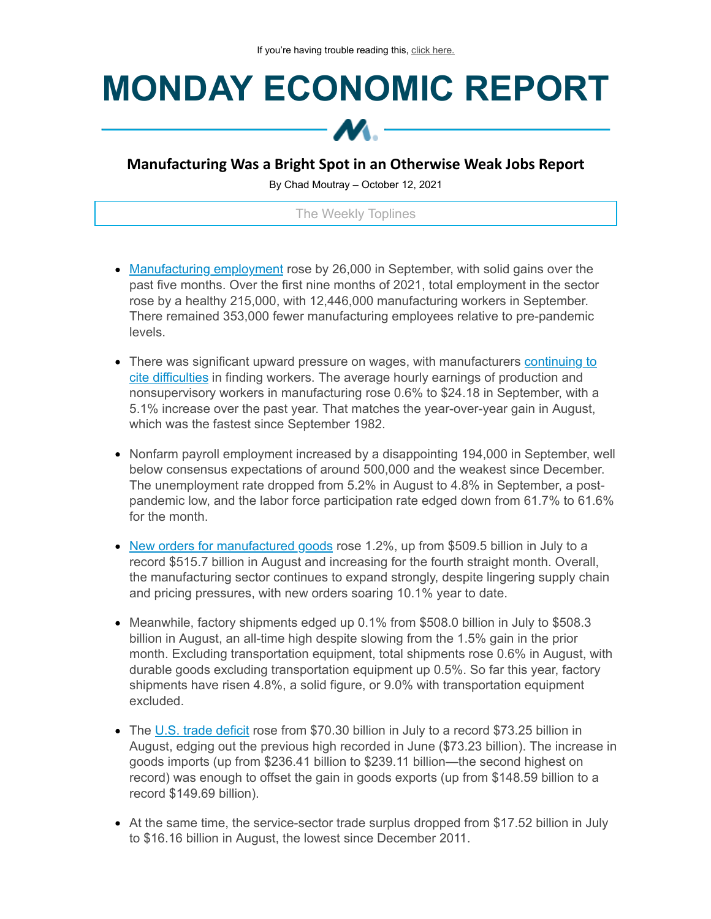If you're having trouble reading this, click here.

# MONDAY ECONOMIC REPORT

## Manufacturing Was a Bright Spot in an Otherwise Weak Jobs Report

By Chad Moutray – October 12, 2021

The Weekly Toplines

- Manufacturing employment rose by 26,000 in September, with solid gains over the past five months. Over the first nine months of 2021, total employment in the sector rose by a healthy 215,000, with 12,446,000 manufacturing workers in September. There remained 353,000 fewer manufacturing employees relative to pre-pandemic levels.

- There was significant upward pressure on wages, with manufacturers continuing to cite difficulties in finding workers. The average hourly earnings of production and nonsupervisory workers in manufacturing rose 0.6% to $24.18 in September, with a 5.1% increase over the past year. That matches the year-over-year gain in August, which was the fastest since September 1982.

- Nonfarm payroll employment increased by a disappointing 194,000 in September, well below consensus expectations of around 500,000 and the weakest since December. The unemployment rate dropped from 5.2% in August to 4.8% in September, a post-pandemic low, and the labor force participation rate edged down from 61.7% to 61.6% for the month.

- New orders for manufactured goods rose 1.2%, up from $509.5 billion in July to a record $515.7 billion in August and increasing for the fourth straight month. Overall, the manufacturing sector continues to expand strongly, despite lingering supply chain and pricing pressures, with new orders soaring 10.1% year to date.

- Meanwhile, factory shipments edged up 0.1% from $508.0 billion in July to $508.3 billion in August, an all-time high despite slowing from the 1.5% gain in the prior month. Excluding transportation equipment, total shipments rose 0.6% in August, with durable goods excluding transportation equipment up 0.5%. So far this year, factory shipments have risen 4.8%, a solid figure, or 9.0% with transportation equipment excluded.

- The U.S. trade deficit rose from $70.30 billion in July to a record $73.25 billion in August, edging out the previous high recorded in June ($73.23 billion). The increase in goods imports (up from $236.41 billion to $239.11 billion—the second highest on record) was enough to offset the gain in goods exports (up from $148.59 billion to a record $149.69 billion).

- At the same time, the service-sector trade surplus dropped from $17.52 billion in July to $16.16 billion in August, the lowest since December 2011.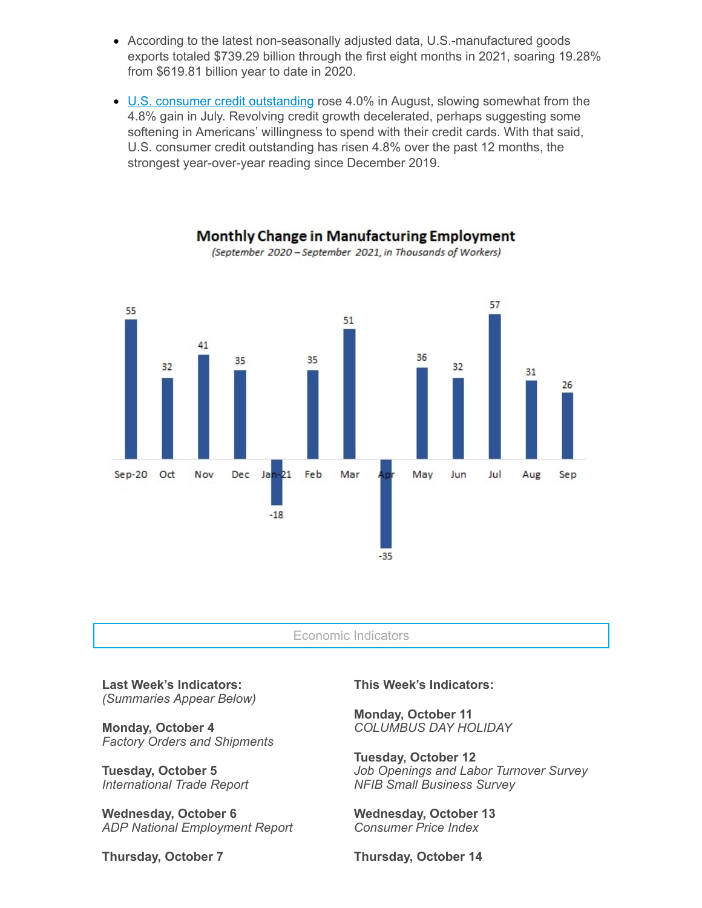- According to the latest non-seasonally adjusted data, U.S.-manufactured goods exports totaled $739.29 billion through the first eight months in 2021, soaring 19.28% from $619.81 billion year to date in 2020.

- [U.S. consumer credit outstanding](#) rose 4.0% in August, slowing somewhat from the 4.8% gain in July. Revolving credit growth decelerated, perhaps suggesting some softening in Americans' willingness to spend with their credit cards. With that said, U.S. consumer credit outstanding has risen 4.8% over the past 12 months, the strongest year-over-year reading since December 2019.

**Monthly Change in Manufacturing Employment**

*(September 2020 – September 2021, in Thousands of Workers)*

| Month | Change |
|---|---|
| Sep-20 | 55 |
| Oct | 32 |
| Nov | 41 |
| Dec | 35 |
| Jan-21 | -18 |
| Feb | 35 |
| Mar | 51 |
| Apr | -35 |
| May | 36 |
| Jun | 32 |
| Jul | 57 |
| Aug | 31 |
| Sep | 26 |

## Economic Indicators

**Last Week's Indicators:**
*(Summaries Appear Below)*

**Monday, October 4**
*Factory Orders and Shipments*

**Tuesday, October 5**
*International Trade Report*

**Wednesday, October 6**
*ADP National Employment Report*

**Thursday, October 7**

**This Week's Indicators:**

**Monday, October 11**
*COLUMBUS DAY HOLIDAY*

**Tuesday, October 12**
*Job Openings and Labor Turnover Survey*
*NFIB Small Business Survey*

**Wednesday, October 13**
*Consumer Price Index*

**Thursday, October 14**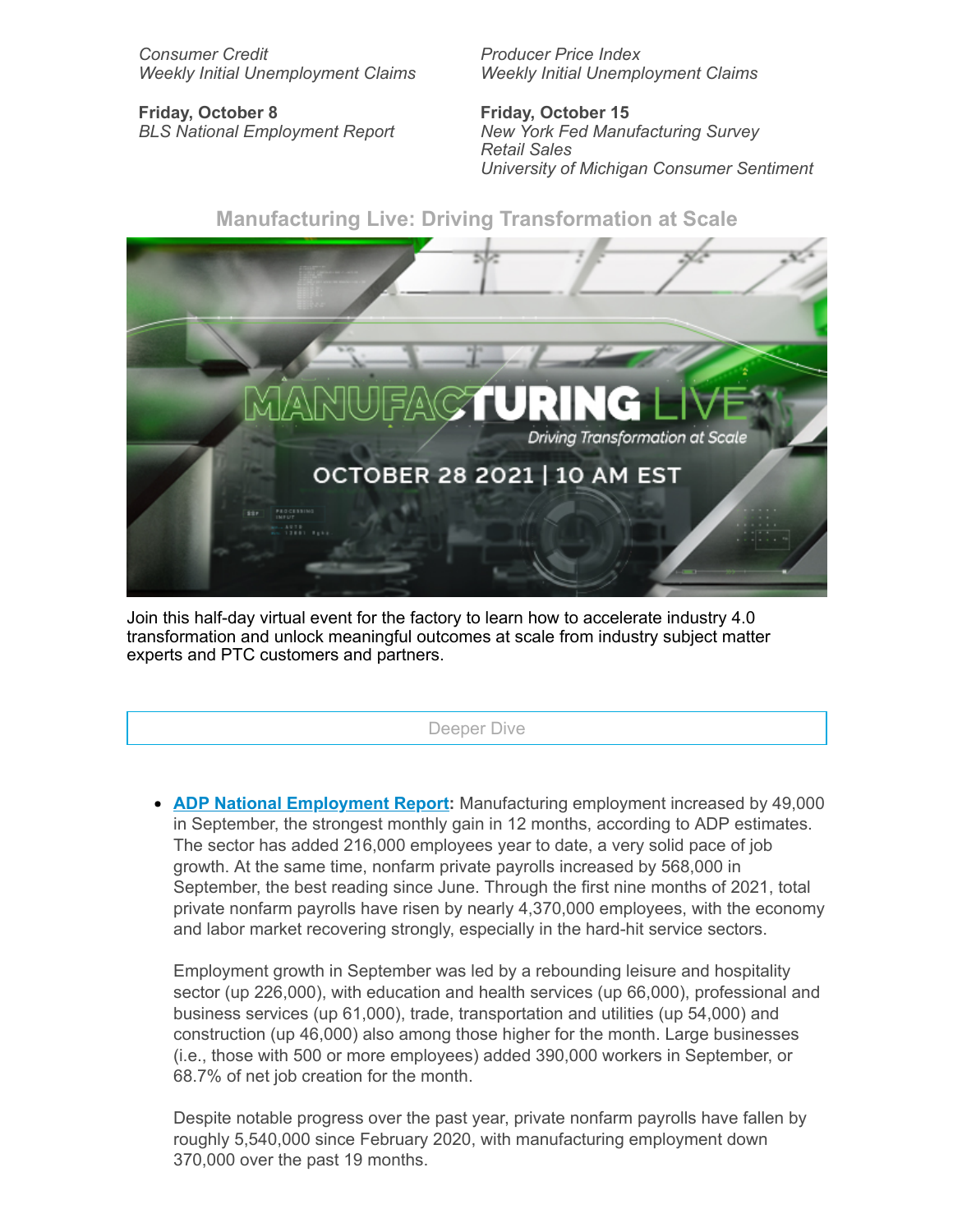*Consumer Credit*
*Weekly Initial Unemployment Claims*

**Friday, October 8**
*BLS National Employment Report*

*Producer Price Index*
*Weekly Initial Unemployment Claims*

**Friday, October 15**
*New York Fed Manufacturing Survey*
*Retail Sales*
*University of Michigan Consumer Sentiment*

## Manufacturing Live: Driving Transformation at Scale

Join this half-day virtual event for the factory to learn how to accelerate industry 4.0 transformation and unlock meaningful outcomes at scale from industry subject matter experts and PTC customers and partners.

## Deeper Dive

- **ADP National Employment Report:** Manufacturing employment increased by 49,000 in September, the strongest monthly gain in 12 months, according to ADP estimates. The sector has added 216,000 employees year to date, a very solid pace of job growth. At the same time, nonfarm private payrolls increased by 568,000 in September, the best reading since June. Through the first nine months of 2021, total private nonfarm payrolls have risen by nearly 4,370,000 employees, with the economy and labor market recovering strongly, especially in the hard-hit service sectors.

  Employment growth in September was led by a rebounding leisure and hospitality sector (up 226,000), with education and health services (up 66,000), professional and business services (up 61,000), trade, transportation and utilities (up 54,000) and construction (up 46,000) also among those higher for the month. Large businesses (i.e., those with 500 or more employees) added 390,000 workers in September, or 68.7% of net job creation for the month.

  Despite notable progress over the past year, private nonfarm payrolls have fallen by roughly 5,540,000 since February 2020, with manufacturing employment down 370,000 over the past 19 months.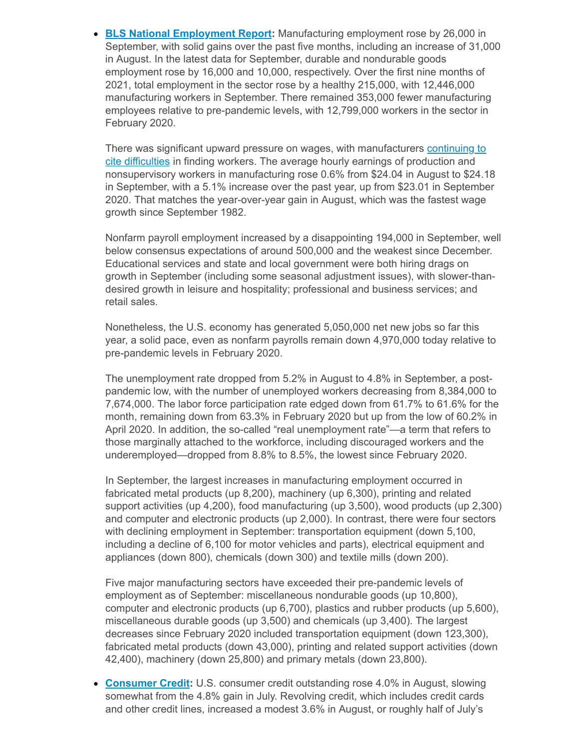- **BLS National Employment Report:** Manufacturing employment rose by 26,000 in September, with solid gains over the past five months, including an increase of 31,000 in August. In the latest data for September, durable and nondurable goods employment rose by 16,000 and 10,000, respectively. Over the first nine months of 2021, total employment in the sector rose by a healthy 215,000, with 12,446,000 manufacturing workers in September. There remained 353,000 fewer manufacturing employees relative to pre-pandemic levels, with 12,799,000 workers in the sector in February 2020.

  There was significant upward pressure on wages, with manufacturers continuing to cite difficulties in finding workers. The average hourly earnings of production and nonsupervisory workers in manufacturing rose 0.6% from $24.04 in August to $24.18 in September, with a 5.1% increase over the past year, up from $23.01 in September 2020. That matches the year-over-year gain in August, which was the fastest wage growth since September 1982.

  Nonfarm payroll employment increased by a disappointing 194,000 in September, well below consensus expectations of around 500,000 and the weakest since December. Educational services and state and local government were both hiring drags on growth in September (including some seasonal adjustment issues), with slower-than-desired growth in leisure and hospitality; professional and business services; and retail sales.

  Nonetheless, the U.S. economy has generated 5,050,000 net new jobs so far this year, a solid pace, even as nonfarm payrolls remain down 4,970,000 today relative to pre-pandemic levels in February 2020.

  The unemployment rate dropped from 5.2% in August to 4.8% in September, a post-pandemic low, with the number of unemployed workers decreasing from 8,384,000 to 7,674,000. The labor force participation rate edged down from 61.7% to 61.6% for the month, remaining down from 63.3% in February 2020 but up from the low of 60.2% in April 2020. In addition, the so-called "real unemployment rate"—a term that refers to those marginally attached to the workforce, including discouraged workers and the underemployed—dropped from 8.8% to 8.5%, the lowest since February 2020.

  In September, the largest increases in manufacturing employment occurred in fabricated metal products (up 8,200), machinery (up 6,300), printing and related support activities (up 4,200), food manufacturing (up 3,500), wood products (up 2,300) and computer and electronic products (up 2,000). In contrast, there were four sectors with declining employment in September: transportation equipment (down 5,100, including a decline of 6,100 for motor vehicles and parts), electrical equipment and appliances (down 800), chemicals (down 300) and textile mills (down 200).

  Five major manufacturing sectors have exceeded their pre-pandemic levels of employment as of September: miscellaneous nondurable goods (up 10,800), computer and electronic products (up 6,700), plastics and rubber products (up 5,600), miscellaneous durable goods (up 3,500) and chemicals (up 3,400). The largest decreases since February 2020 included transportation equipment (down 123,300), fabricated metal products (down 43,000), printing and related support activities (down 42,400), machinery (down 25,800) and primary metals (down 23,800).

- **Consumer Credit:** U.S. consumer credit outstanding rose 4.0% in August, slowing somewhat from the 4.8% gain in July. Revolving credit, which includes credit cards and other credit lines, increased a modest 3.6% in August, or roughly half of July's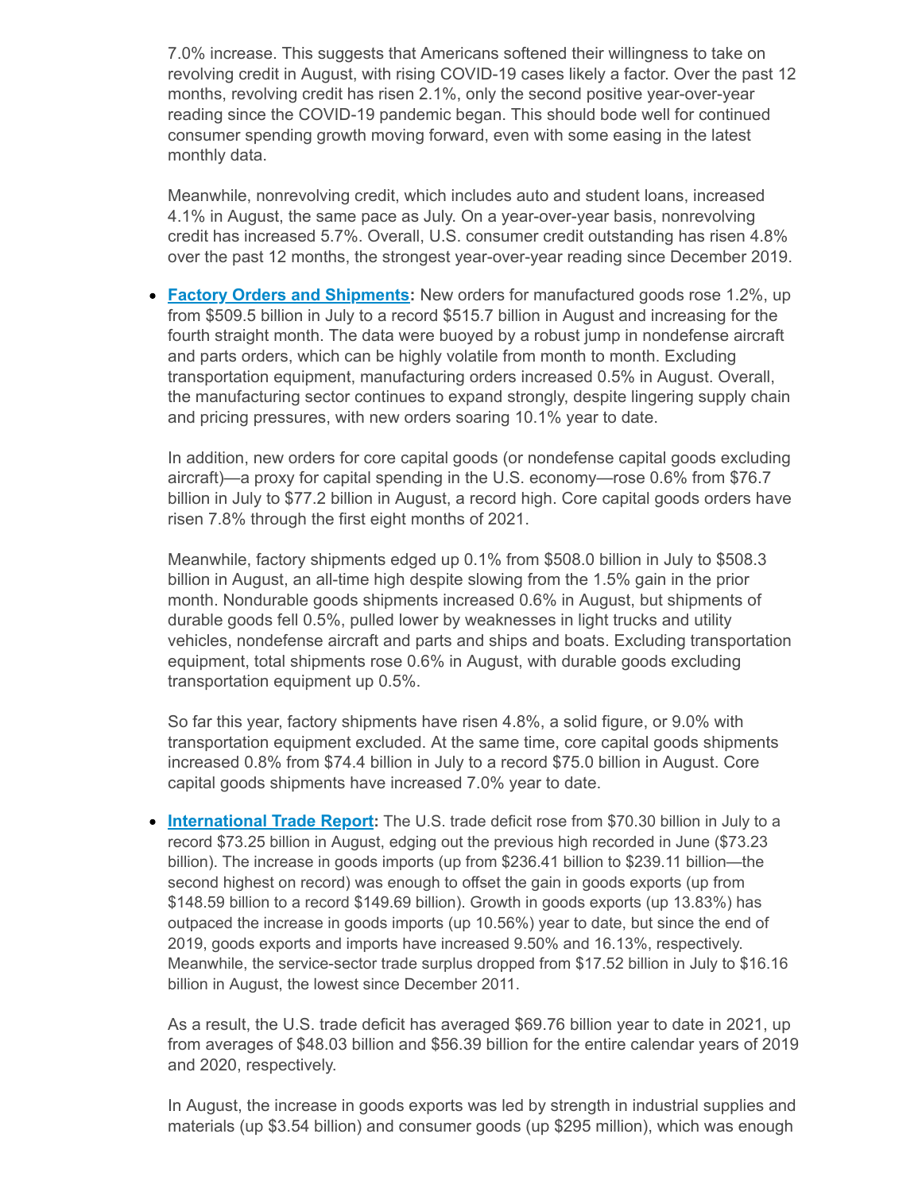7.0% increase. This suggests that Americans softened their willingness to take on revolving credit in August, with rising COVID-19 cases likely a factor. Over the past 12 months, revolving credit has risen 2.1%, only the second positive year-over-year reading since the COVID-19 pandemic began. This should bode well for continued consumer spending growth moving forward, even with some easing in the latest monthly data.

Meanwhile, nonrevolving credit, which includes auto and student loans, increased 4.1% in August, the same pace as July. On a year-over-year basis, nonrevolving credit has increased 5.7%. Overall, U.S. consumer credit outstanding has risen 4.8% over the past 12 months, the strongest year-over-year reading since December 2019.

- **Factory Orders and Shipments:** New orders for manufactured goods rose 1.2%, up from $509.5 billion in July to a record $515.7 billion in August and increasing for the fourth straight month. The data were buoyed by a robust jump in nondefense aircraft and parts orders, which can be highly volatile from month to month. Excluding transportation equipment, manufacturing orders increased 0.5% in August. Overall, the manufacturing sector continues to expand strongly, despite lingering supply chain and pricing pressures, with new orders soaring 10.1% year to date.

  In addition, new orders for core capital goods (or nondefense capital goods excluding aircraft)—a proxy for capital spending in the U.S. economy—rose 0.6% from $76.7 billion in July to $77.2 billion in August, a record high. Core capital goods orders have risen 7.8% through the first eight months of 2021.

  Meanwhile, factory shipments edged up 0.1% from $508.0 billion in July to $508.3 billion in August, an all-time high despite slowing from the 1.5% gain in the prior month. Nondurable goods shipments increased 0.6% in August, but shipments of durable goods fell 0.5%, pulled lower by weaknesses in light trucks and utility vehicles, nondefense aircraft and parts and ships and boats. Excluding transportation equipment, total shipments rose 0.6% in August, with durable goods excluding transportation equipment up 0.5%.

  So far this year, factory shipments have risen 4.8%, a solid figure, or 9.0% with transportation equipment excluded. At the same time, core capital goods shipments increased 0.8% from $74.4 billion in July to a record $75.0 billion in August. Core capital goods shipments have increased 7.0% year to date.

- **International Trade Report:** The U.S. trade deficit rose from $70.30 billion in July to a record $73.25 billion in August, edging out the previous high recorded in June ($73.23 billion). The increase in goods imports (up from $236.41 billion to $239.11 billion—the second highest on record) was enough to offset the gain in goods exports (up from $148.59 billion to a record $149.69 billion). Growth in goods exports (up 13.83%) has outpaced the increase in goods imports (up 10.56%) year to date, but since the end of 2019, goods exports and imports have increased 9.50% and 16.13%, respectively. Meanwhile, the service-sector trade surplus dropped from $17.52 billion in July to $16.16 billion in August, the lowest since December 2011.

  As a result, the U.S. trade deficit has averaged $69.76 billion year to date in 2021, up from averages of $48.03 billion and $56.39 billion for the entire calendar years of 2019 and 2020, respectively.

  In August, the increase in goods exports was led by strength in industrial supplies and materials (up $3.54 billion) and consumer goods (up $295 million), which was enough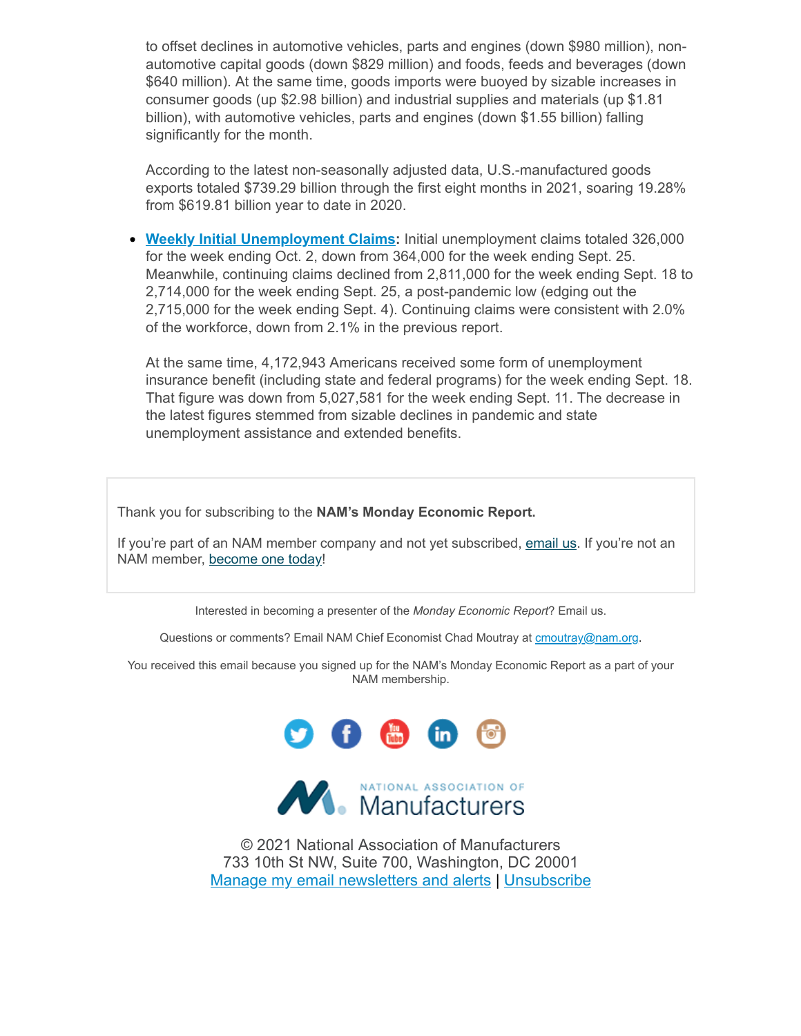to offset declines in automotive vehicles, parts and engines (down $980 million), non-automotive capital goods (down $829 million) and foods, feeds and beverages (down $640 million). At the same time, goods imports were buoyed by sizable increases in consumer goods (up $2.98 billion) and industrial supplies and materials (up $1.81 billion), with automotive vehicles, parts and engines (down $1.55 billion) falling significantly for the month.

According to the latest non-seasonally adjusted data, U.S.-manufactured goods exports totaled $739.29 billion through the first eight months in 2021, soaring 19.28% from $619.81 billion year to date in 2020.

- **Weekly Initial Unemployment Claims:** Initial unemployment claims totaled 326,000 for the week ending Oct. 2, down from 364,000 for the week ending Sept. 25. Meanwhile, continuing claims declined from 2,811,000 for the week ending Sept. 18 to 2,714,000 for the week ending Sept. 25, a post-pandemic low (edging out the 2,715,000 for the week ending Sept. 4). Continuing claims were consistent with 2.0% of the workforce, down from 2.1% in the previous report.

  At the same time, 4,172,943 Americans received some form of unemployment insurance benefit (including state and federal programs) for the week ending Sept. 18. That figure was down from 5,027,581 for the week ending Sept. 11. The decrease in the latest figures stemmed from sizable declines in pandemic and state unemployment assistance and extended benefits.

Thank you for subscribing to the **NAM's Monday Economic Report.**

If you're part of an NAM member company and not yet subscribed, email us. If you're not an NAM member, become one today!

Interested in becoming a presenter of the *Monday Economic Report*? Email us.

Questions or comments? Email NAM Chief Economist Chad Moutray at cmoutray@nam.org.

You received this email because you signed up for the NAM's Monday Economic Report as a part of your NAM membership.

National Association of Manufacturers

© 2021 National Association of Manufacturers
733 10th St NW, Suite 700, Washington, DC 20001
Manage my email newsletters and alerts | Unsubscribe